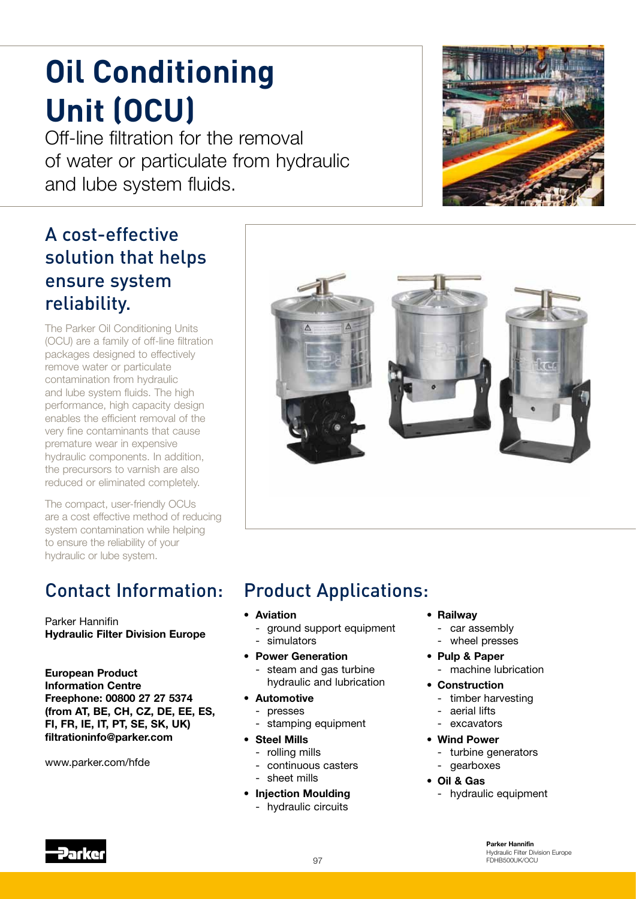# Oil Conditioning Unit (OCU)

Off-line filtration for the removal of water or particulate from hydraulic and lube system fluids.

## A cost-effective solution that helps ensure system reliability.

The Parker Oil Conditioning Units (OCU) are a family of off-line filtration packages designed to effectively remove water or particulate contamination from hydraulic and lube system fluids. The high performance, high capacity design enables the efficient removal of the very fine contaminants that cause premature wear in expensive hydraulic components. In addition, the precursors to varnish are also reduced or eliminated completely.

The compact, user-friendly OCUs are a cost effective method of reducing system contamination while helping to ensure the reliability of your hydraulic or lube system.

## Contact Information:

Parker Hannifin
**Hydraulic Filter Division Europe**

**European Product Information Centre**
**Freephone: 00800 27 27 5374**
**(from AT, BE, CH, CZ, DE, EE, ES, FI, FR, IE, IT, PT, SE, SK, UK)**
**filtrationinfo@parker.com**

www.parker.com/hfde

## Product Applications:

- **Aviation**
  - ground support equipment
  - simulators
- **Power Generation**
  - steam and gas turbine hydraulic and lubrication
- **Automotive**
  - presses
  - stamping equipment
- **Steel Mills**
  - rolling mills
  - continuous casters
  - sheet mills
- **Injection Moulding**
  - hydraulic circuits
- **Railway**
  - car assembly
  - wheel presses
- **Pulp & Paper**
  - machine lubrication
- **Construction**
  - timber harvesting
  - aerial lifts
  - excavators
- **Wind Power**
  - turbine generators
  - gearboxes
- **Oil & Gas**
  - hydraulic equipment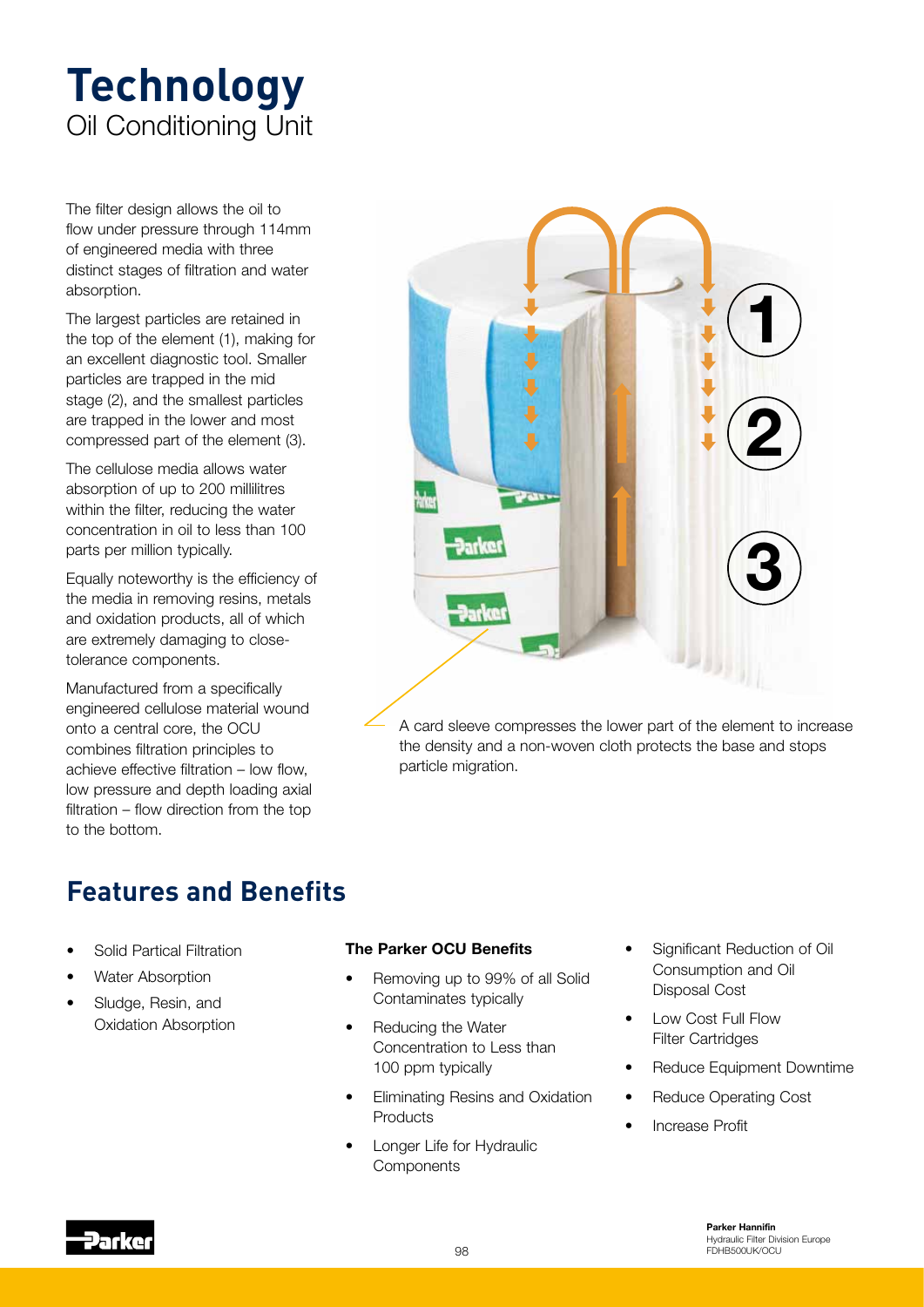# Technology
Oil Conditioning Unit

The filter design allows the oil to flow under pressure through 114mm of engineered media with three distinct stages of filtration and water absorption.

The largest particles are retained in the top of the element (1), making for an excellent diagnostic tool. Smaller particles are trapped in the mid stage (2), and the smallest particles are trapped in the lower and most compressed part of the element (3).

The cellulose media allows water absorption of up to 200 millilitres within the filter, reducing the water concentration in oil to less than 100 parts per million typically.

Equally noteworthy is the efficiency of the media in removing resins, metals and oxidation products, all of which are extremely damaging to close-tolerance components.

Manufactured from a specifically engineered cellulose material wound onto a central core, the OCU combines filtration principles to achieve effective filtration – low flow, low pressure and depth loading axial filtration – flow direction from the top to the bottom.

1

2

3

A card sleeve compresses the lower part of the element to increase the density and a non-woven cloth protects the base and stops particle migration.

## Features and Benefits

- Solid Partical Filtration
- Water Absorption
- Sludge, Resin, and Oxidation Absorption

**The Parker OCU Benefits**

- Removing up to 99% of all Solid Contaminates typically
- Reducing the Water Concentration to Less than 100 ppm typically
- Eliminating Resins and Oxidation Products
- Longer Life for Hydraulic Components
- Significant Reduction of Oil Consumption and Oil Disposal Cost
- Low Cost Full Flow Filter Cartridges
- Reduce Equipment Downtime
- Reduce Operating Cost
- Increase Profit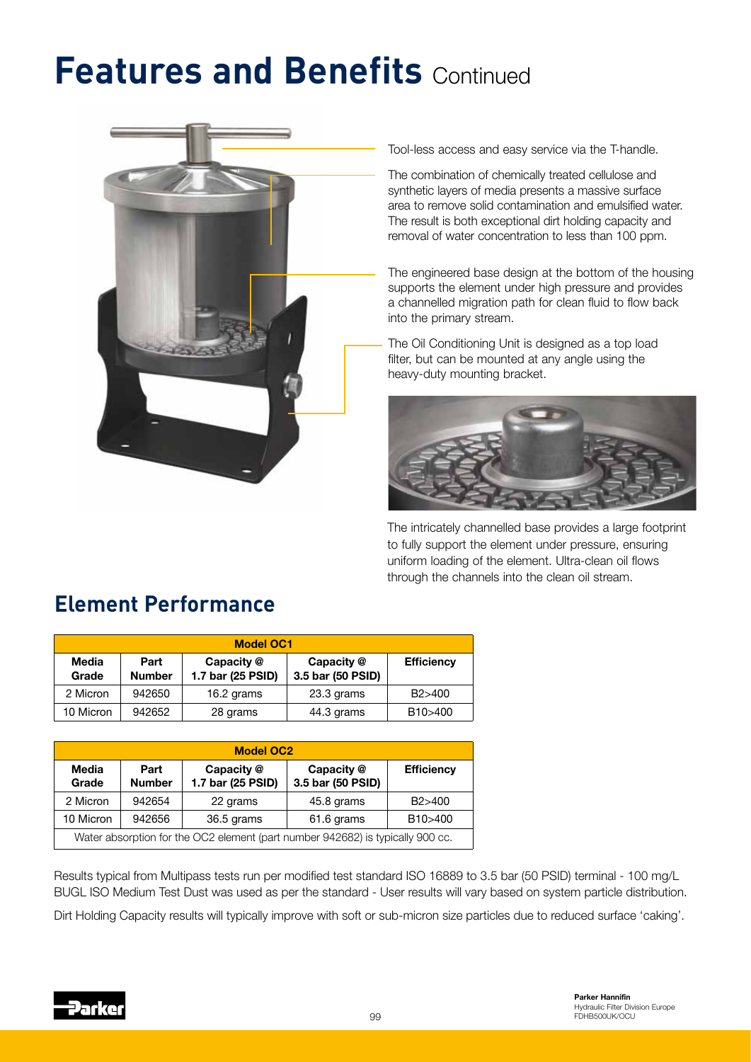# Features and Benefits Continued

Tool-less access and easy service via the T-handle.

The combination of chemically treated cellulose and synthetic layers of media presents a massive surface area to remove solid contamination and emulsified water. The result is both exceptional dirt holding capacity and removal of water concentration to less than 100 ppm.

The engineered base design at the bottom of the housing supports the element under high pressure and provides a channelled migration path for clean fluid to flow back into the primary stream.

The Oil Conditioning Unit is designed as a top load filter, but can be mounted at any angle using the heavy-duty mounting bracket.

The intricately channelled base provides a large footprint to fully support the element under pressure, ensuring uniform loading of the element. Ultra-clean oil flows through the channels into the clean oil stream.

## Element Performance

| Model OC1 | | | | |
|---|---|---|---|---|
| **Media Grade** | **Part Number** | **Capacity @ 1.7 bar (25 PSID)** | **Capacity @ 3.5 bar (50 PSID)** | **Efficiency** |
| 2 Micron | 942650 | 16.2 grams | 23.3 grams | B2>400 |
| 10 Micron | 942652 | 28 grams | 44.3 grams | B10>400 |

| Model OC2 | | | | |
|---|---|---|---|---|
| **Media Grade** | **Part Number** | **Capacity @ 1.7 bar (25 PSID)** | **Capacity @ 3.5 bar (50 PSID)** | **Efficiency** |
| 2 Micron | 942654 | 22 grams | 45.8 grams | B2>400 |
| 10 Micron | 942656 | 36.5 grams | 61.6 grams | B10>400 |
| Water absorption for the OC2 element (part number 942682) is typically 900 cc. | | | | |

Results typical from Multipass tests run per modified test standard ISO 16889 to 3.5 bar (50 PSID) terminal - 100 mg/L BUGL ISO Medium Test Dust was used as per the standard - User results will vary based on system particle distribution.

Dirt Holding Capacity results will typically improve with soft or sub-micron size particles due to reduced surface 'caking'.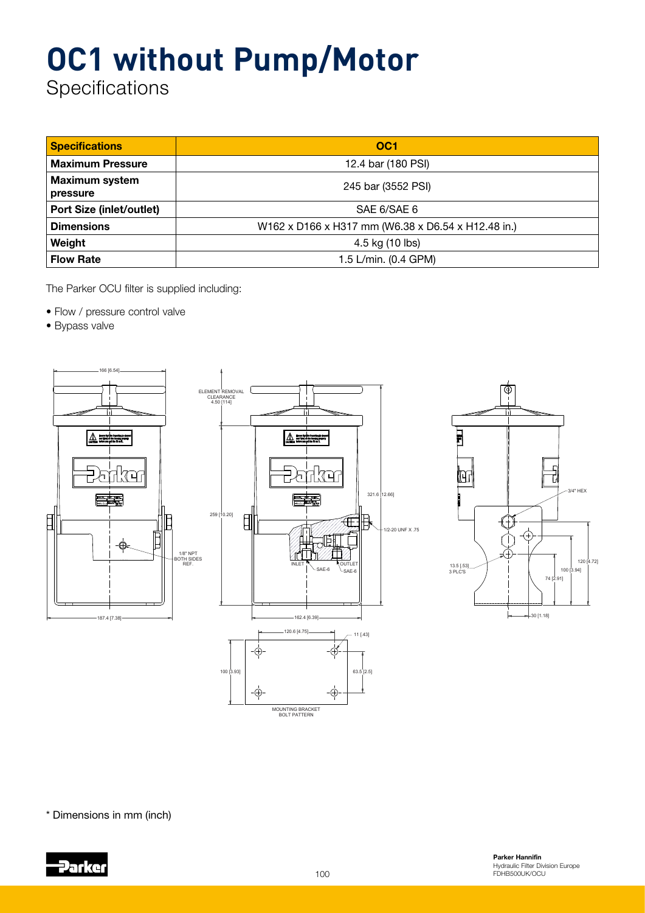# OC1 without Pump/Motor

Specifications

| Specifications | OC1 |
|---|---|
| **Maximum Pressure** | 12.4 bar (180 PSI) |
| **Maximum system pressure** | 245 bar (3552 PSI) |
| **Port Size (inlet/outlet)** | SAE 6/SAE 6 |
| **Dimensions** | W162 x D166 x H317 mm (W6.38 x D6.54 x H12.48 in.) |
| **Weight** | 4.5 kg (10 lbs) |
| **Flow Rate** | 1.5 L/min. (0.4 GPM) |

The Parker OCU filter is supplied including:

- Flow / pressure control valve
- Bypass valve

166 [6.54]
187.4 [7.38]
1/8" NPT BOTH SIDES REF.
ELEMENT REMOVAL CLEARANCE 4.50 [114]
259 [10.20]
321.6 [12.66]
1/2-20 UNF X .75
INLET
SAE-6
OUTLET
SAE-6
162.4 [6.39]
3/4" HEX
13.5 [.53] 3 PLC'S
120 [4.72]
100 [3.94]
74 [2.91]
30 [1.18]
120.6 [4.75]
11 [.43]
100 [3.93]
63.5 [2.5]
MOUNTING BRACKET BOLT PATTERN

\* Dimensions in mm (inch)

Parker Hannifin
Hydraulic Filter Division Europe
FDHB500UK/OCU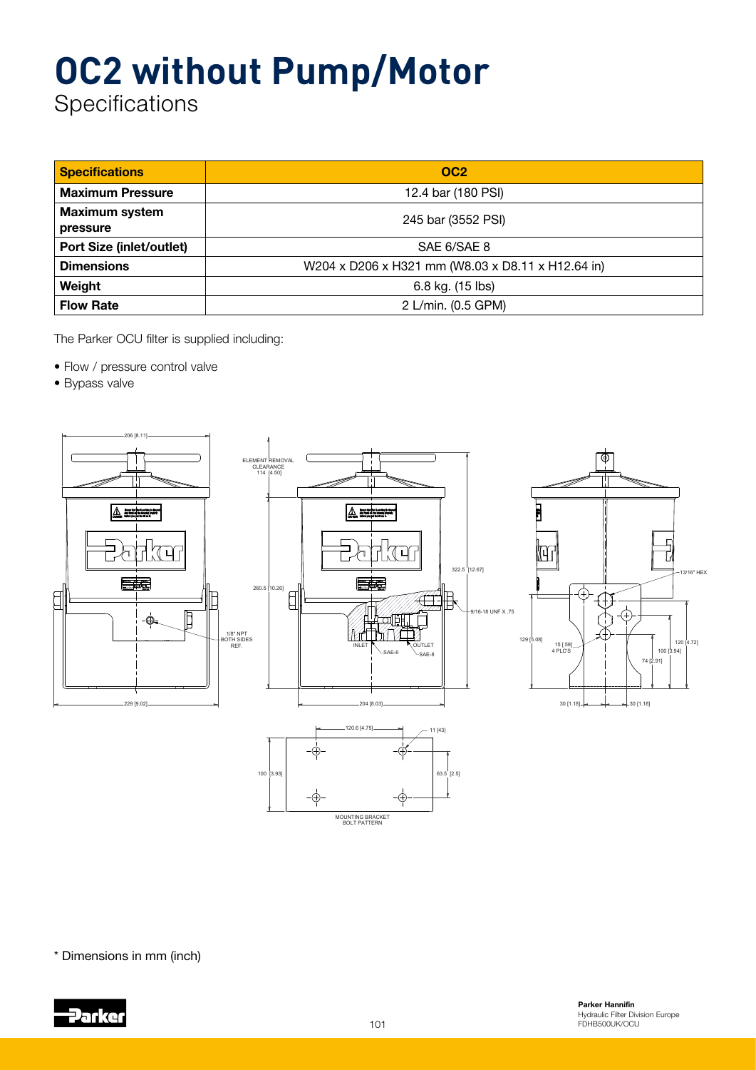# OC2 without Pump/Motor

Specifications

| Specifications | OC2 |
| --- | --- |
| Maximum Pressure | 12.4 bar (180 PSI) |
| Maximum system pressure | 245 bar (3552 PSI) |
| Port Size (inlet/outlet) | SAE 6/SAE 8 |
| Dimensions | W204 x D206 x H321 mm (W8.03 x D8.11 x H12.64 in) |
| Weight | 6.8 kg. (15 lbs) |
| Flow Rate | 2 L/min. (0.5 GPM) |

The Parker OCU filter is supplied including:

- Flow / pressure control valve
- Bypass valve

206 [8.11]
229 [9.02]
1/8" NPT BOTH SIDES REF.
ELEMENT REMOVAL CLEARANCE 114 [4.50]
260.5 [10.26]
322.5 [12.67]
9/16-18 UNF X .75
INLET
OUTLET
SAE-6
SAE-8
204 [8.03]
13/16" HEX
129 [5.08]
15 [.59] 4 PLC'S
120 [4.72]
100 [3.94]
74 [2.91]
30 [1.18]
30 [1.18]
120.6 [4.75]
11 [43]
100 [3.93]
63.5 [2.5]
MOUNTING BRACKET BOLT PATTERN

* Dimensions in mm (inch)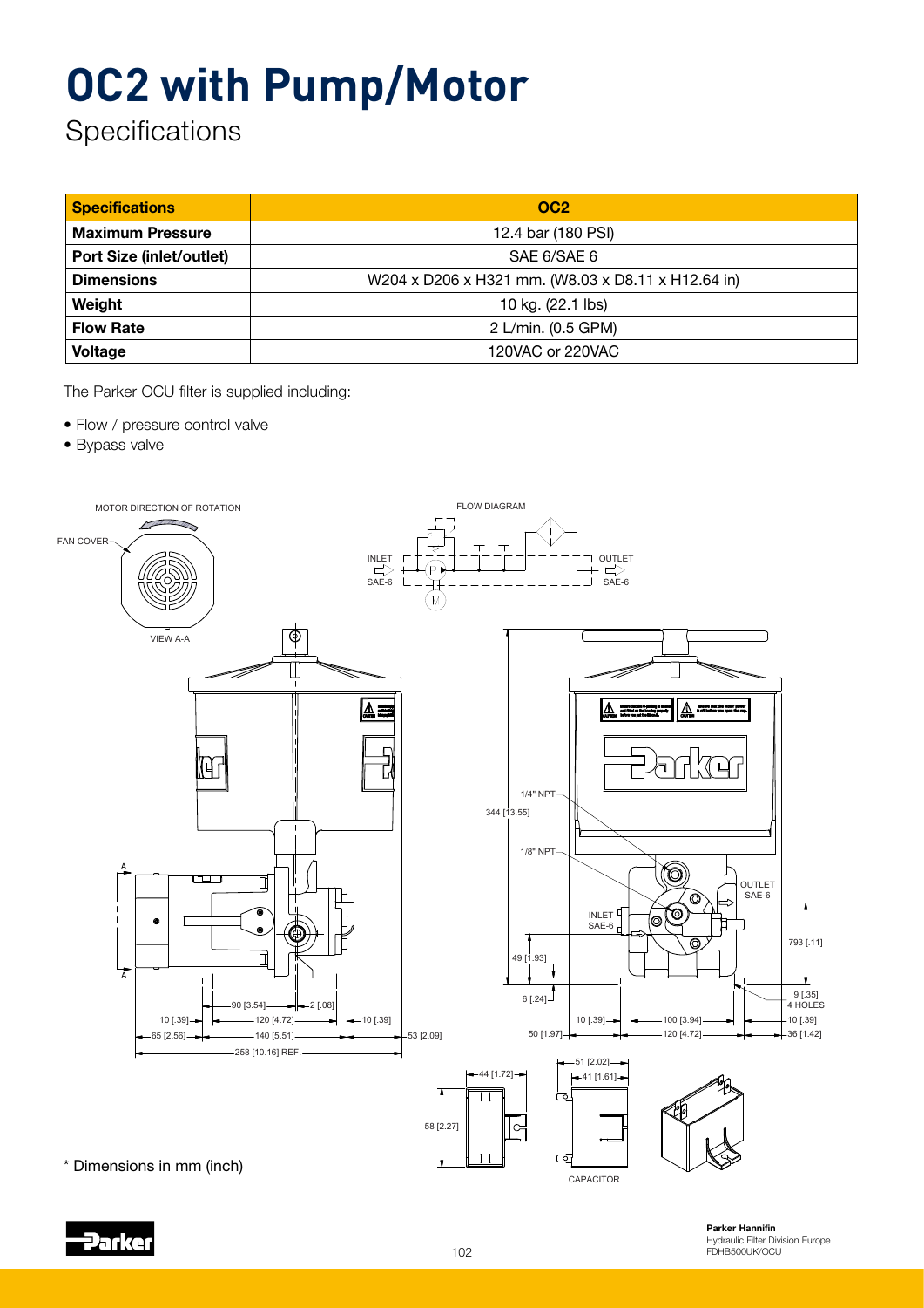# OC2 with Pump/Motor

## Specifications

| Specifications | OC2 |
|---|---|
| Maximum Pressure | 12.4 bar (180 PSI) |
| Port Size (inlet/outlet) | SAE 6/SAE 6 |
| Dimensions | W204 x D206 x H321 mm. (W8.03 x D8.11 x H12.64 in) |
| Weight | 10 kg. (22.1 lbs) |
| Flow Rate | 2 L/min. (0.5 GPM) |
| Voltage | 120VAC or 220VAC |

The Parker OCU filter is supplied including:

- Flow / pressure control valve
- Bypass valve

MOTOR DIRECTION OF ROTATION

FAN COVER

VIEW A-A

FLOW DIAGRAM

INLET SAE-6

OUTLET SAE-6

1/4" NPT

1/8" NPT

344 [13.55]

OUTLET SAE-6

INLET SAE-6

793 [.11]

49 [1.93]

6 [.24]

9 [.35] 4 HOLES

10 [.39]   100 [3.94]   10 [.39]

50 [1.97]   120 [4.72]   36 [1.42]

90 [3.54]   2 [.08]

10 [.39]   120 [4.72]   10 [.39]

65 [2.56]   140 [5.51]   53 [2.09]

258 [10.16] REF.

44 [1.72]

58 [2.27]

51 [2.02]

41 [1.61]

CAPACITOR

\* Dimensions in mm (inch)

**Parker Hannifin**
Hydraulic Filter Division Europe
FDHB500UK/OCU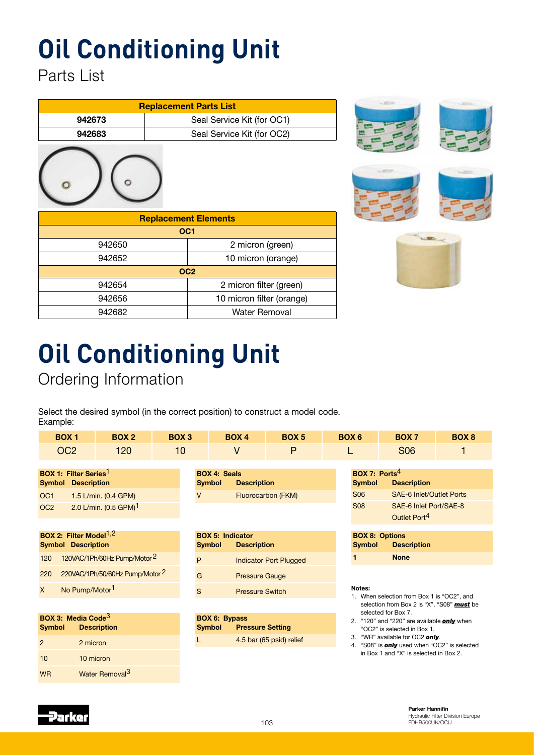# Oil Conditioning Unit

## Parts List

| Replacement Parts List | |
|---|---|
| 942673 | Seal Service Kit (for OC1) |
| 942683 | Seal Service Kit (for OC2) |

| Replacement Elements | |
|---|---|
| **OC1** | |
| 942650 | 2 micron (green) |
| 942652 | 10 micron (orange) |
| **OC2** | |
| 942654 | 2 micron filter (green) |
| 942656 | 10 micron filter (orange) |
| 942682 | Water Removal |

# Oil Conditioning Unit

## Ordering Information

Select the desired symbol (in the correct position) to construct a model code.
Example:

| BOX 1 | BOX 2 | BOX 3 | BOX 4 | BOX 5 | BOX 6 | BOX 7 | BOX 8 |
|---|---|---|---|---|---|---|---|
| OC2 | 120 | 10 | V | P | L | S06 | 1 |

**BOX 1: Filter Series**[1]

| Symbol | Description |
|---|---|
| OC1 | 1.5 L/min. (0.4 GPM) |
| OC2 | 2.0 L/min. (0.5 GPM)[1] |

**BOX 2: Filter Model**[1,2]

| Symbol | Description |
|---|---|
| 120 | 120VAC/1Ph/60Hz Pump/Motor[2] |
| 220 | 220VAC/1Ph/50/60Hz Pump/Motor[2] |
| X | No Pump/Motor[1] |

**BOX 3: Media Code**[3]

| Symbol | Description |
|---|---|
| 2 | 2 micron |
| 10 | 10 micron |
| WR | Water Removal[3] |

**BOX 4: Seals**

| Symbol | Description |
|---|---|
| V | Fluorocarbon (FKM) |

**BOX 5: Indicator**

| Symbol | Description |
|---|---|
| P | Indicator Port Plugged |
| G | Pressure Gauge |
| S | Pressure Switch |

**BOX 6: Bypass**

| Symbol | Pressure Setting |
|---|---|
| L | 4.5 bar (65 psid) relief |

**BOX 7: Ports**[4]

| Symbol | Description |
|---|---|
| S06 | SAE-6 Inlet/Outlet Ports |
| S08 | SAE-6 Inlet Port/SAE-8 Outlet Port[4] |

**BOX 8: Options**

| Symbol | Description |
|---|---|
| **1** | **None** |

**Notes:**

1. When selection from Box 1 is "OC2", and selection from Box 2 is "X", "S08" ***must*** be selected for Box 7.
2. "120" and "220" are available ***only*** when "OC2" is selected in Box 1.
3. "WR" available for OC2 ***only***.
4. "S08" is ***only*** used when "OC2" is selected in Box 1 and "X" is selected in Box 2.

**Parker Hannifin**
Hydraulic Filter Division Europe
FDHB500UK/OCU